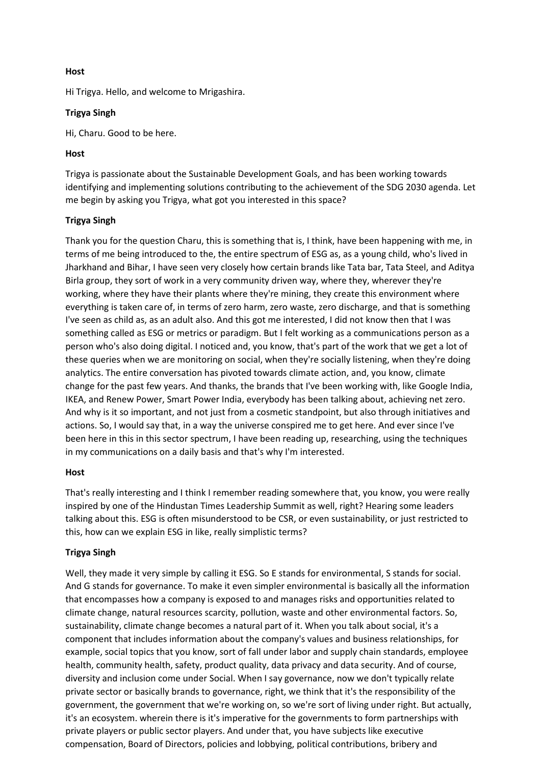**Host**

Hi Trigya. Hello, and welcome to Mrigashira.

**Trigya Singh**

Hi, Charu. Good to be here.

**Host**

Trigya is passionate about the Sustainable Development Goals, and has been working towards identifying and implementing solutions contributing to the achievement of the SDG 2030 agenda. Let me begin by asking you Trigya, what got you interested in this space?

**Trigya Singh**

Thank you for the question Charu, this is something that is, I think, have been happening with me, in terms of me being introduced to the, the entire spectrum of ESG as, as a young child, who's lived in Jharkhand and Bihar, I have seen very closely how certain brands like Tata bar, Tata Steel, and Aditya Birla group, they sort of work in a very community driven way, where they, wherever they're working, where they have their plants where they're mining, they create this environment where everything is taken care of, in terms of zero harm, zero waste, zero discharge, and that is something I've seen as child as, as an adult also. And this got me interested, I did not know then that I was something called as ESG or metrics or paradigm. But I felt working as a communications person as a person who's also doing digital. I noticed and, you know, that's part of the work that we get a lot of these queries when we are monitoring on social, when they're socially listening, when they're doing analytics. The entire conversation has pivoted towards climate action, and, you know, climate change for the past few years. And thanks, the brands that I've been working with, like Google India, IKEA, and Renew Power, Smart Power India, everybody has been talking about, achieving net zero. And why is it so important, and not just from a cosmetic standpoint, but also through initiatives and actions. So, I would say that, in a way the universe conspired me to get here. And ever since I've been here in this in this sector spectrum, I have been reading up, researching, using the techniques in my communications on a daily basis and that's why I'm interested.

**Host**

That's really interesting and I think I remember reading somewhere that, you know, you were really inspired by one of the Hindustan Times Leadership Summit as well, right? Hearing some leaders talking about this. ESG is often misunderstood to be CSR, or even sustainability, or just restricted to this, how can we explain ESG in like, really simplistic terms?

**Trigya Singh**

Well, they made it very simple by calling it ESG. So E stands for environmental, S stands for social. And G stands for governance. To make it even simpler environmental is basically all the information that encompasses how a company is exposed to and manages risks and opportunities related to climate change, natural resources scarcity, pollution, waste and other environmental factors. So, sustainability, climate change becomes a natural part of it. When you talk about social, it's a component that includes information about the company's values and business relationships, for example, social topics that you know, sort of fall under labor and supply chain standards, employee health, community health, safety, product quality, data privacy and data security. And of course, diversity and inclusion come under Social. When I say governance, now we don't typically relate private sector or basically brands to governance, right, we think that it's the responsibility of the government, the government that we're working on, so we're sort of living under right. But actually, it's an ecosystem. wherein there is it's imperative for the governments to form partnerships with private players or public sector players. And under that, you have subjects like executive compensation, Board of Directors, policies and lobbying, political contributions, bribery and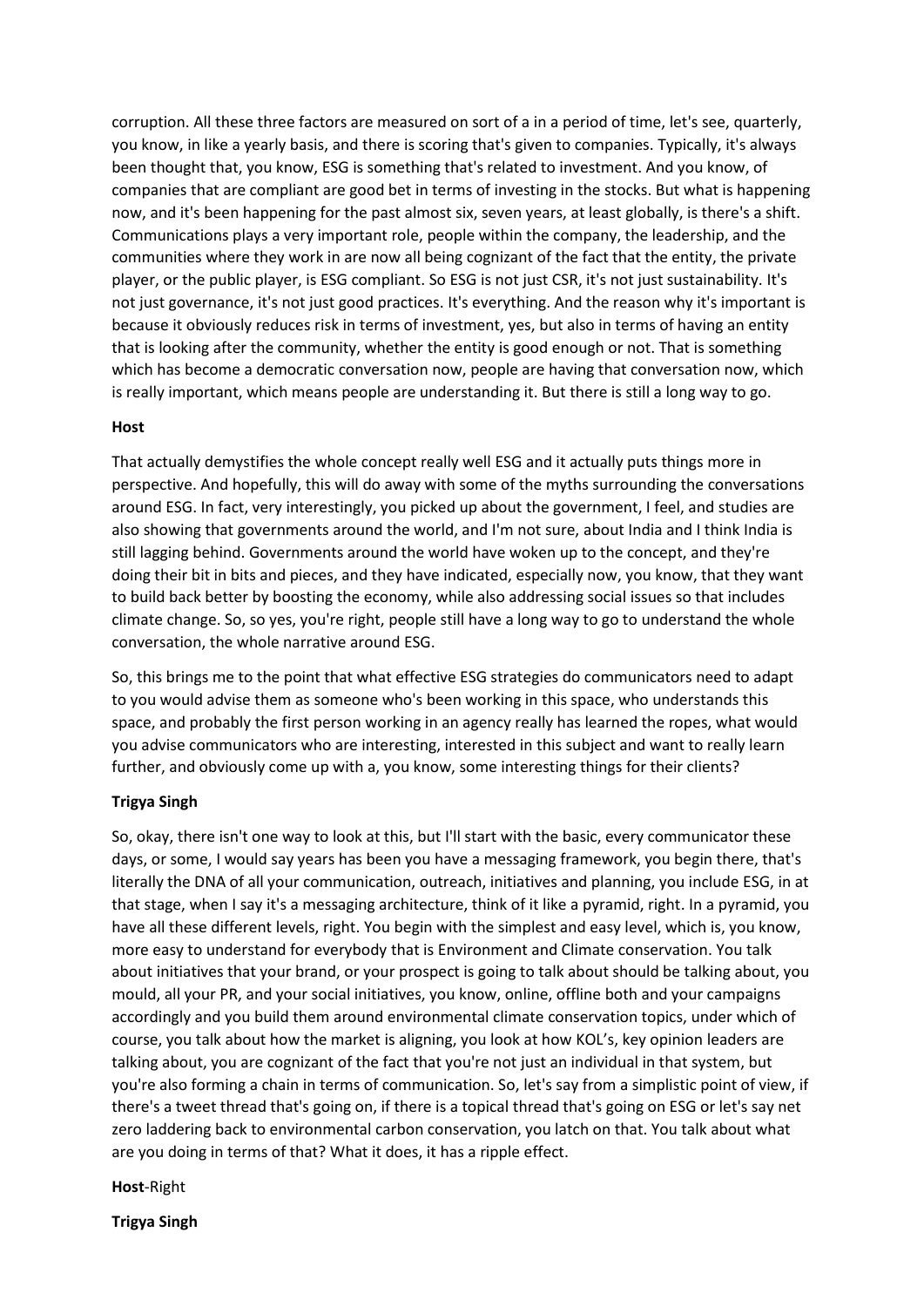corruption. All these three factors are measured on sort of a in a period of time, let's see, quarterly, you know, in like a yearly basis, and there is scoring that's given to companies. Typically, it's always been thought that, you know, ESG is something that's related to investment. And you know, of companies that are compliant are good bet in terms of investing in the stocks. But what is happening now, and it's been happening for the past almost six, seven years, at least globally, is there's a shift. Communications plays a very important role, people within the company, the leadership, and the communities where they work in are now all being cognizant of the fact that the entity, the private player, or the public player, is ESG compliant. So ESG is not just CSR, it's not just sustainability. It's not just governance, it's not just good practices. It's everything. And the reason why it's important is because it obviously reduces risk in terms of investment, yes, but also in terms of having an entity that is looking after the community, whether the entity is good enough or not. That is something which has become a democratic conversation now, people are having that conversation now, which is really important, which means people are understanding it. But there is still a long way to go.

**Host**

That actually demystifies the whole concept really well ESG and it actually puts things more in perspective. And hopefully, this will do away with some of the myths surrounding the conversations around ESG. In fact, very interestingly, you picked up about the government, I feel, and studies are also showing that governments around the world, and I'm not sure, about India and I think India is still lagging behind. Governments around the world have woken up to the concept, and they're doing their bit in bits and pieces, and they have indicated, especially now, you know, that they want to build back better by boosting the economy, while also addressing social issues so that includes climate change. So, so yes, you're right, people still have a long way to go to understand the whole conversation, the whole narrative around ESG.

So, this brings me to the point that what effective ESG strategies do communicators need to adapt to you would advise them as someone who's been working in this space, who understands this space, and probably the first person working in an agency really has learned the ropes, what would you advise communicators who are interesting, interested in this subject and want to really learn further, and obviously come up with a, you know, some interesting things for their clients?

**Trigya Singh**

So, okay, there isn't one way to look at this, but I'll start with the basic, every communicator these days, or some, I would say years has been you have a messaging framework, you begin there, that's literally the DNA of all your communication, outreach, initiatives and planning, you include ESG, in at that stage, when I say it's a messaging architecture, think of it like a pyramid, right. In a pyramid, you have all these different levels, right. You begin with the simplest and easy level, which is, you know, more easy to understand for everybody that is Environment and Climate conservation. You talk about initiatives that your brand, or your prospect is going to talk about should be talking about, you mould, all your PR, and your social initiatives, you know, online, offline both and your campaigns accordingly and you build them around environmental climate conservation topics, under which of course, you talk about how the market is aligning, you look at how KOL's, key opinion leaders are talking about, you are cognizant of the fact that you're not just an individual in that system, but you're also forming a chain in terms of communication. So, let's say from a simplistic point of view, if there's a tweet thread that's going on, if there is a topical thread that's going on ESG or let's say net zero laddering back to environmental carbon conservation, you latch on that. You talk about what are you doing in terms of that? What it does, it has a ripple effect.

**Host**-Right

**Trigya Singh**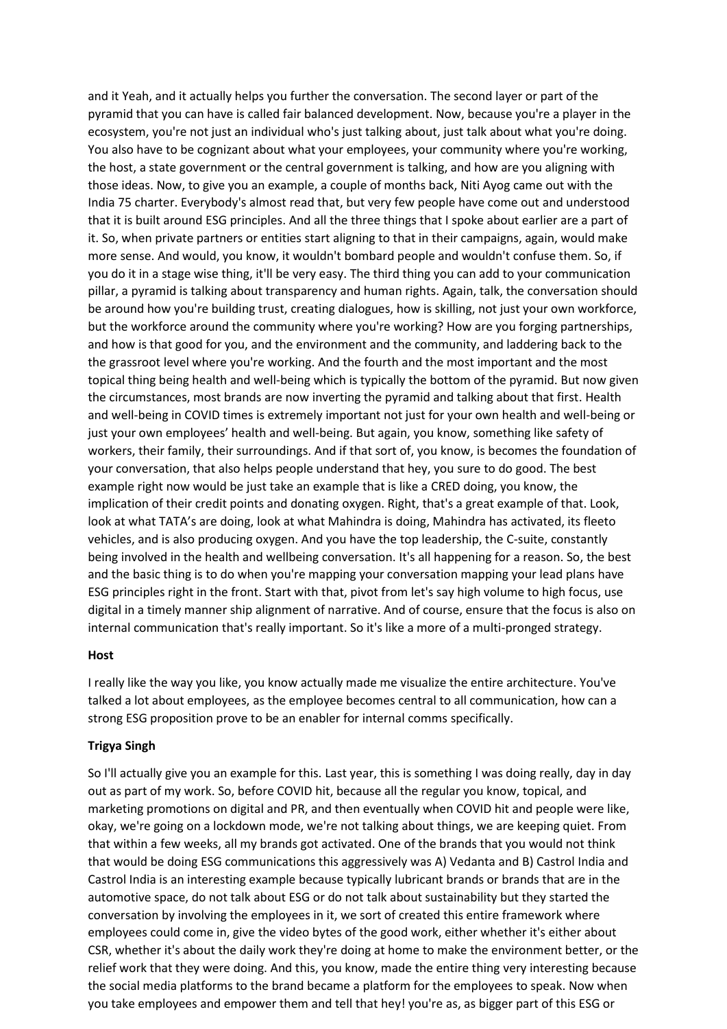and it Yeah, and it actually helps you further the conversation. The second layer or part of the pyramid that you can have is called fair balanced development. Now, because you're a player in the ecosystem, you're not just an individual who's just talking about, just talk about what you're doing. You also have to be cognizant about what your employees, your community where you're working, the host, a state government or the central government is talking, and how are you aligning with those ideas. Now, to give you an example, a couple of months back, Niti Ayog came out with the India 75 charter. Everybody's almost read that, but very few people have come out and understood that it is built around ESG principles. And all the three things that I spoke about earlier are a part of it. So, when private partners or entities start aligning to that in their campaigns, again, would make more sense. And would, you know, it wouldn't bombard people and wouldn't confuse them. So, if you do it in a stage wise thing, it'll be very easy. The third thing you can add to your communication pillar, a pyramid is talking about transparency and human rights. Again, talk, the conversation should be around how you're building trust, creating dialogues, how is skilling, not just your own workforce, but the workforce around the community where you're working? How are you forging partnerships, and how is that good for you, and the environment and the community, and laddering back to the the grassroot level where you're working. And the fourth and the most important and the most topical thing being health and well-being which is typically the bottom of the pyramid. But now given the circumstances, most brands are now inverting the pyramid and talking about that first. Health and well-being in COVID times is extremely important not just for your own health and well-being or just your own employees' health and well-being. But again, you know, something like safety of workers, their family, their surroundings. And if that sort of, you know, is becomes the foundation of your conversation, that also helps people understand that hey, you sure to do good. The best example right now would be just take an example that is like a CRED doing, you know, the implication of their credit points and donating oxygen. Right, that's a great example of that. Look, look at what TATA's are doing, look at what Mahindra is doing, Mahindra has activated, its fleeto vehicles, and is also producing oxygen. And you have the top leadership, the C-suite, constantly being involved in the health and wellbeing conversation. It's all happening for a reason. So, the best and the basic thing is to do when you're mapping your conversation mapping your lead plans have ESG principles right in the front. Start with that, pivot from let's say high volume to high focus, use digital in a timely manner ship alignment of narrative. And of course, ensure that the focus is also on internal communication that's really important. So it's like a more of a multi-pronged strategy.

**Host**

I really like the way you like, you know actually made me visualize the entire architecture. You've talked a lot about employees, as the employee becomes central to all communication, how can a strong ESG proposition prove to be an enabler for internal comms specifically.

**Trigya Singh**

So I'll actually give you an example for this. Last year, this is something I was doing really, day in day out as part of my work. So, before COVID hit, because all the regular you know, topical, and marketing promotions on digital and PR, and then eventually when COVID hit and people were like, okay, we're going on a lockdown mode, we're not talking about things, we are keeping quiet. From that within a few weeks, all my brands got activated. One of the brands that you would not think that would be doing ESG communications this aggressively was A) Vedanta and B) Castrol India and Castrol India is an interesting example because typically lubricant brands or brands that are in the automotive space, do not talk about ESG or do not talk about sustainability but they started the conversation by involving the employees in it, we sort of created this entire framework where employees could come in, give the video bytes of the good work, either whether it's either about CSR, whether it's about the daily work they're doing at home to make the environment better, or the relief work that they were doing. And this, you know, made the entire thing very interesting because the social media platforms to the brand became a platform for the employees to speak. Now when you take employees and empower them and tell that hey! you're as, as bigger part of this ESG or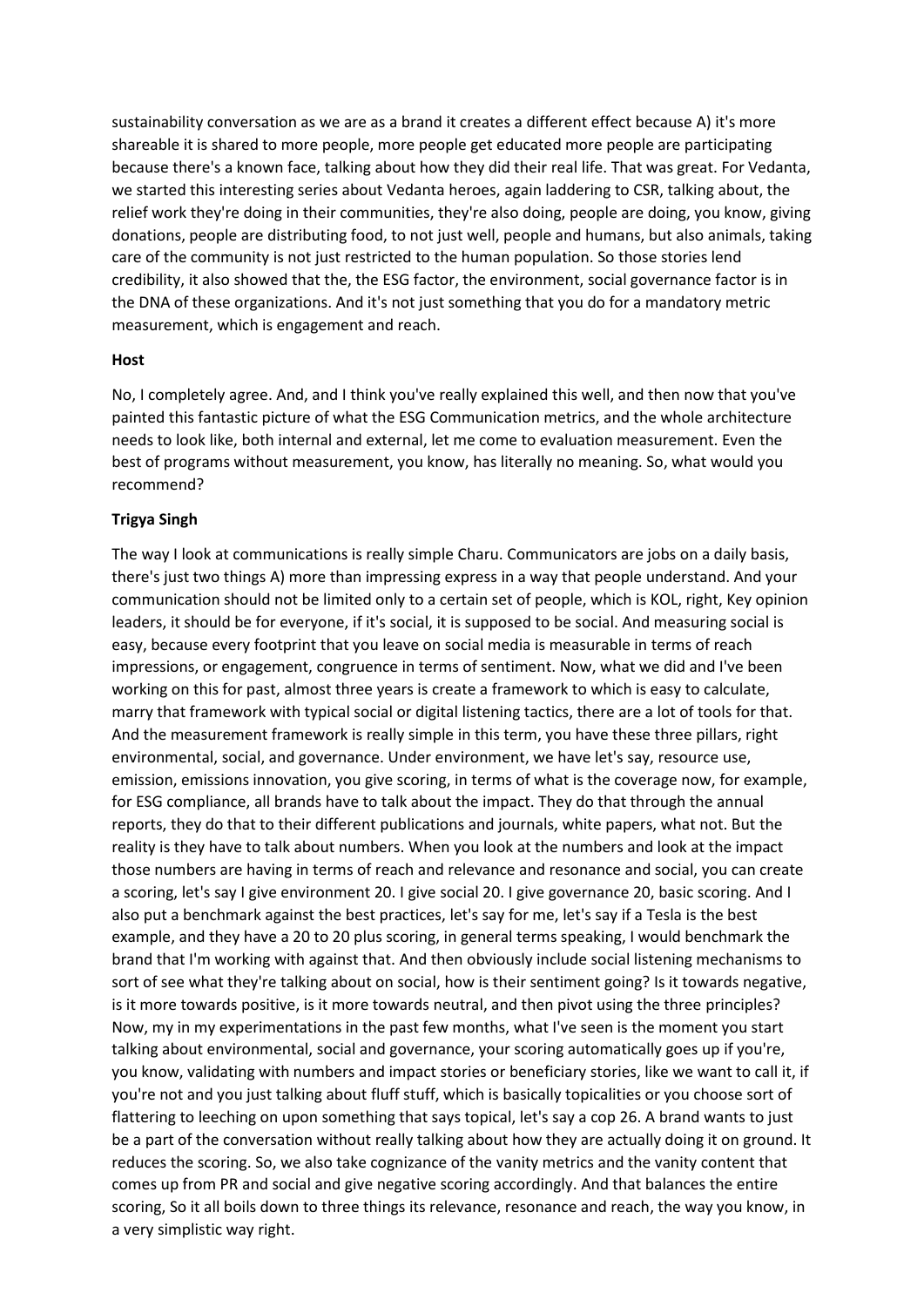sustainability conversation as we are as a brand it creates a different effect because A) it's more shareable it is shared to more people, more people get educated more people are participating because there's a known face, talking about how they did their real life. That was great. For Vedanta, we started this interesting series about Vedanta heroes, again laddering to CSR, talking about, the relief work they're doing in their communities, they're also doing, people are doing, you know, giving donations, people are distributing food, to not just well, people and humans, but also animals, taking care of the community is not just restricted to the human population. So those stories lend credibility, it also showed that the, the ESG factor, the environment, social governance factor is in the DNA of these organizations. And it's not just something that you do for a mandatory metric measurement, which is engagement and reach.

**Host**

No, I completely agree. And, and I think you've really explained this well, and then now that you've painted this fantastic picture of what the ESG Communication metrics, and the whole architecture needs to look like, both internal and external, let me come to evaluation measurement. Even the best of programs without measurement, you know, has literally no meaning. So, what would you recommend?

**Trigya Singh**

The way I look at communications is really simple Charu. Communicators are jobs on a daily basis, there's just two things A) more than impressing express in a way that people understand. And your communication should not be limited only to a certain set of people, which is KOL, right, Key opinion leaders, it should be for everyone, if it's social, it is supposed to be social. And measuring social is easy, because every footprint that you leave on social media is measurable in terms of reach impressions, or engagement, congruence in terms of sentiment. Now, what we did and I've been working on this for past, almost three years is create a framework to which is easy to calculate, marry that framework with typical social or digital listening tactics, there are a lot of tools for that. And the measurement framework is really simple in this term, you have these three pillars, right environmental, social, and governance. Under environment, we have let's say, resource use, emission, emissions innovation, you give scoring, in terms of what is the coverage now, for example, for ESG compliance, all brands have to talk about the impact. They do that through the annual reports, they do that to their different publications and journals, white papers, what not. But the reality is they have to talk about numbers. When you look at the numbers and look at the impact those numbers are having in terms of reach and relevance and resonance and social, you can create a scoring, let's say I give environment 20. I give social 20. I give governance 20, basic scoring. And I also put a benchmark against the best practices, let's say for me, let's say if a Tesla is the best example, and they have a 20 to 20 plus scoring, in general terms speaking, I would benchmark the brand that I'm working with against that. And then obviously include social listening mechanisms to sort of see what they're talking about on social, how is their sentiment going? Is it towards negative, is it more towards positive, is it more towards neutral, and then pivot using the three principles? Now, my in my experimentations in the past few months, what I've seen is the moment you start talking about environmental, social and governance, your scoring automatically goes up if you're, you know, validating with numbers and impact stories or beneficiary stories, like we want to call it, if you're not and you just talking about fluff stuff, which is basically topicalities or you choose sort of flattering to leeching on upon something that says topical, let's say a cop 26. A brand wants to just be a part of the conversation without really talking about how they are actually doing it on ground. It reduces the scoring. So, we also take cognizance of the vanity metrics and the vanity content that comes up from PR and social and give negative scoring accordingly. And that balances the entire scoring, So it all boils down to three things its relevance, resonance and reach, the way you know, in a very simplistic way right.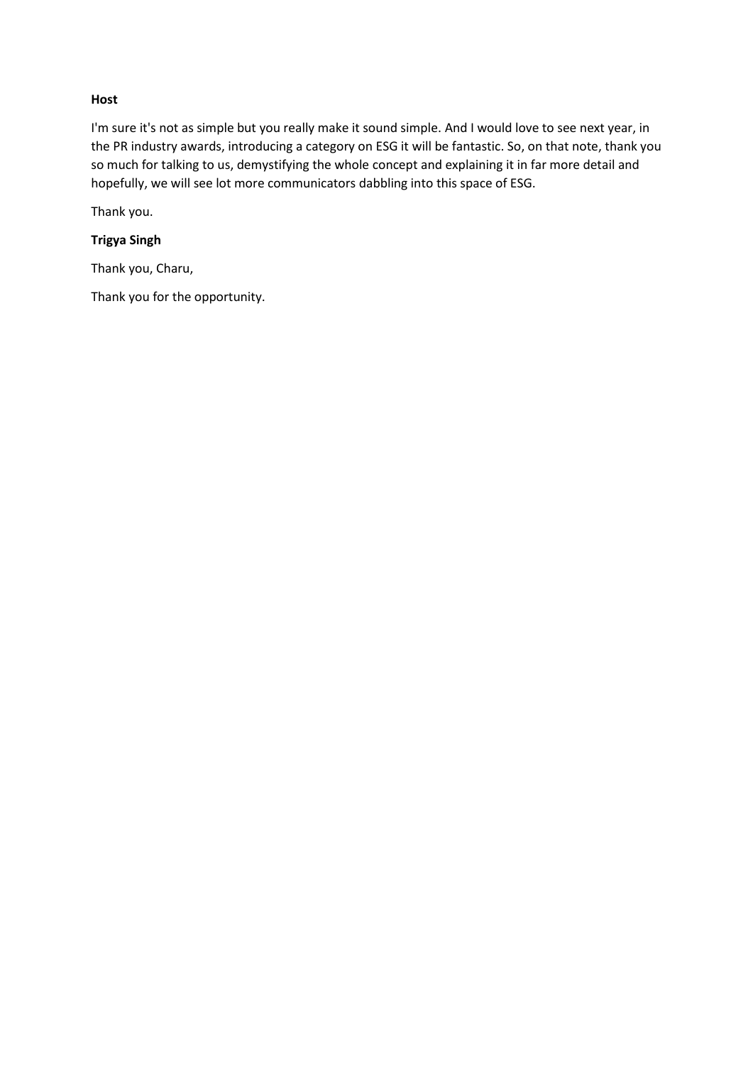**Host**

I'm sure it's not as simple but you really make it sound simple. And I would love to see next year, in the PR industry awards, introducing a category on ESG it will be fantastic. So, on that note, thank you so much for talking to us, demystifying the whole concept and explaining it in far more detail and hopefully, we will see lot more communicators dabbling into this space of ESG.

Thank you.

**Trigya Singh**

Thank you, Charu,

Thank you for the opportunity.